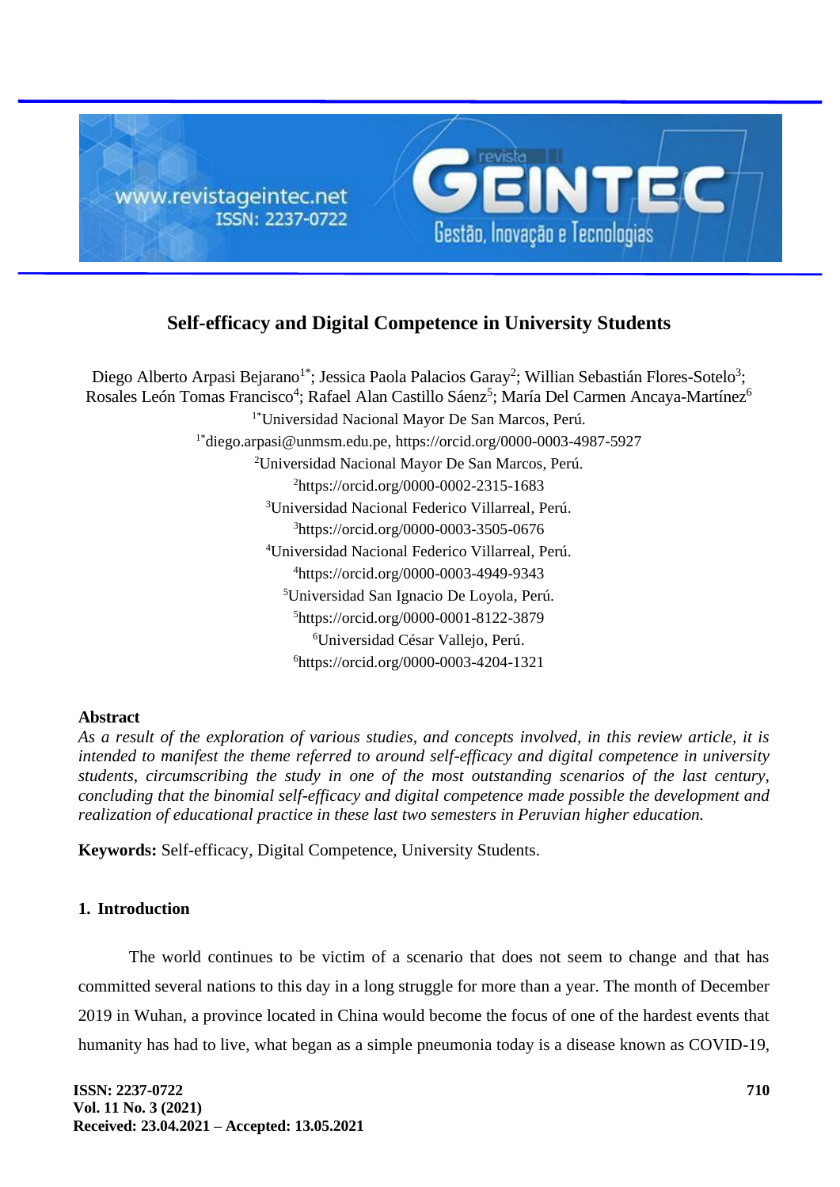# Self-efficacy and Digital Competence in University Students

Diego Alberto Arpasi Bejarano[1*]; Jessica Paola Palacios Garay[2]; Willian Sebastián Flores-Sotelo[3]; Rosales León Tomas Francisco[4]; Rafael Alan Castillo Sáenz[5]; María Del Carmen Ancaya-Martínez[6]

[1*]Universidad Nacional Mayor De San Marcos, Perú.
[1*]diego.arpasi@unmsm.edu.pe, https://orcid.org/0000-0003-4987-5927
[2]Universidad Nacional Mayor De San Marcos, Perú.
[2]https://orcid.org/0000-0002-2315-1683
[3]Universidad Nacional Federico Villarreal, Perú.
[3]https://orcid.org/0000-0003-3505-0676
[4]Universidad Nacional Federico Villarreal, Perú.
[4]https://orcid.org/0000-0003-4949-9343
[5]Universidad San Ignacio De Loyola, Perú.
[5]https://orcid.org/0000-0001-8122-3879
[6]Universidad César Vallejo, Perú.
[6]https://orcid.org/0000-0003-4204-1321

**Abstract**

*As a result of the exploration of various studies, and concepts involved, in this review article, it is intended to manifest the theme referred to around self-efficacy and digital competence in university students, circumscribing the study in one of the most outstanding scenarios of the last century, concluding that the binomial self-efficacy and digital competence made possible the development and realization of educational practice in these last two semesters in Peruvian higher education.*

**Keywords:** Self-efficacy, Digital Competence, University Students.

## 1. Introduction

The world continues to be victim of a scenario that does not seem to change and that has committed several nations to this day in a long struggle for more than a year. The month of December 2019 in Wuhan, a province located in China would become the focus of one of the hardest events that humanity has had to live, what began as a simple pneumonia today is a disease known as COVID-19,

Received: 23.04.2021 – Accepted: 13.05.2021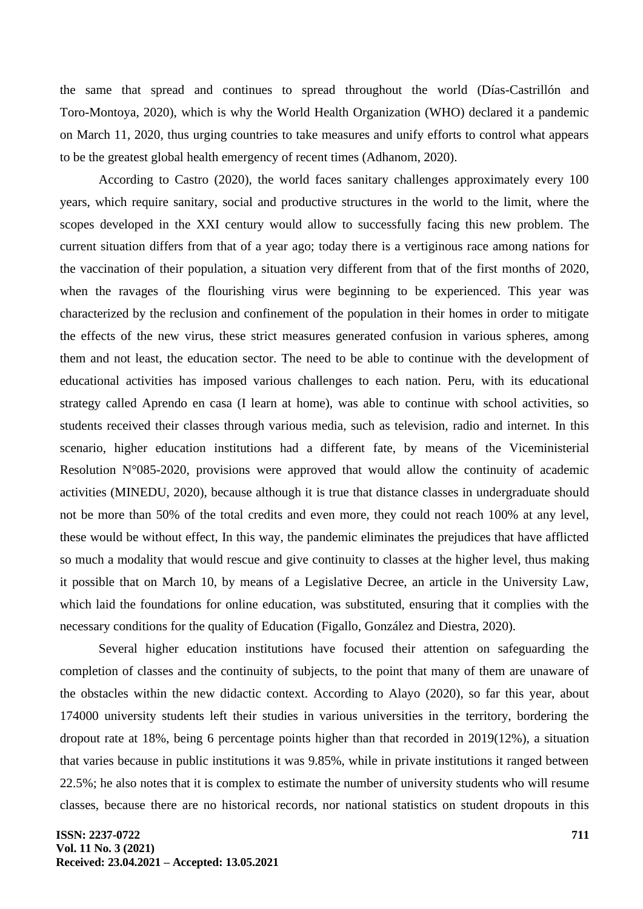the same that spread and continues to spread throughout the world (Días-Castrillón and Toro-Montoya, 2020), which is why the World Health Organization (WHO) declared it a pandemic on March 11, 2020, thus urging countries to take measures and unify efforts to control what appears to be the greatest global health emergency of recent times (Adhanom, 2020).

According to Castro (2020), the world faces sanitary challenges approximately every 100 years, which require sanitary, social and productive structures in the world to the limit, where the scopes developed in the XXI century would allow to successfully facing this new problem. The current situation differs from that of a year ago; today there is a vertiginous race among nations for the vaccination of their population, a situation very different from that of the first months of 2020, when the ravages of the flourishing virus were beginning to be experienced. This year was characterized by the reclusion and confinement of the population in their homes in order to mitigate the effects of the new virus, these strict measures generated confusion in various spheres, among them and not least, the education sector. The need to be able to continue with the development of educational activities has imposed various challenges to each nation. Peru, with its educational strategy called Aprendo en casa (I learn at home), was able to continue with school activities, so students received their classes through various media, such as television, radio and internet. In this scenario, higher education institutions had a different fate, by means of the Viceministerial Resolution N°085-2020, provisions were approved that would allow the continuity of academic activities (MINEDU, 2020), because although it is true that distance classes in undergraduate should not be more than 50% of the total credits and even more, they could not reach 100% at any level, these would be without effect, In this way, the pandemic eliminates the prejudices that have afflicted so much a modality that would rescue and give continuity to classes at the higher level, thus making it possible that on March 10, by means of a Legislative Decree, an article in the University Law, which laid the foundations for online education, was substituted, ensuring that it complies with the necessary conditions for the quality of Education (Figallo, González and Diestra, 2020).

Several higher education institutions have focused their attention on safeguarding the completion of classes and the continuity of subjects, to the point that many of them are unaware of the obstacles within the new didactic context. According to Alayo (2020), so far this year, about 174000 university students left their studies in various universities in the territory, bordering the dropout rate at 18%, being 6 percentage points higher than that recorded in 2019(12%), a situation that varies because in public institutions it was 9.85%, while in private institutions it ranged between 22.5%; he also notes that it is complex to estimate the number of university students who will resume classes, because there are no historical records, nor national statistics on student dropouts in this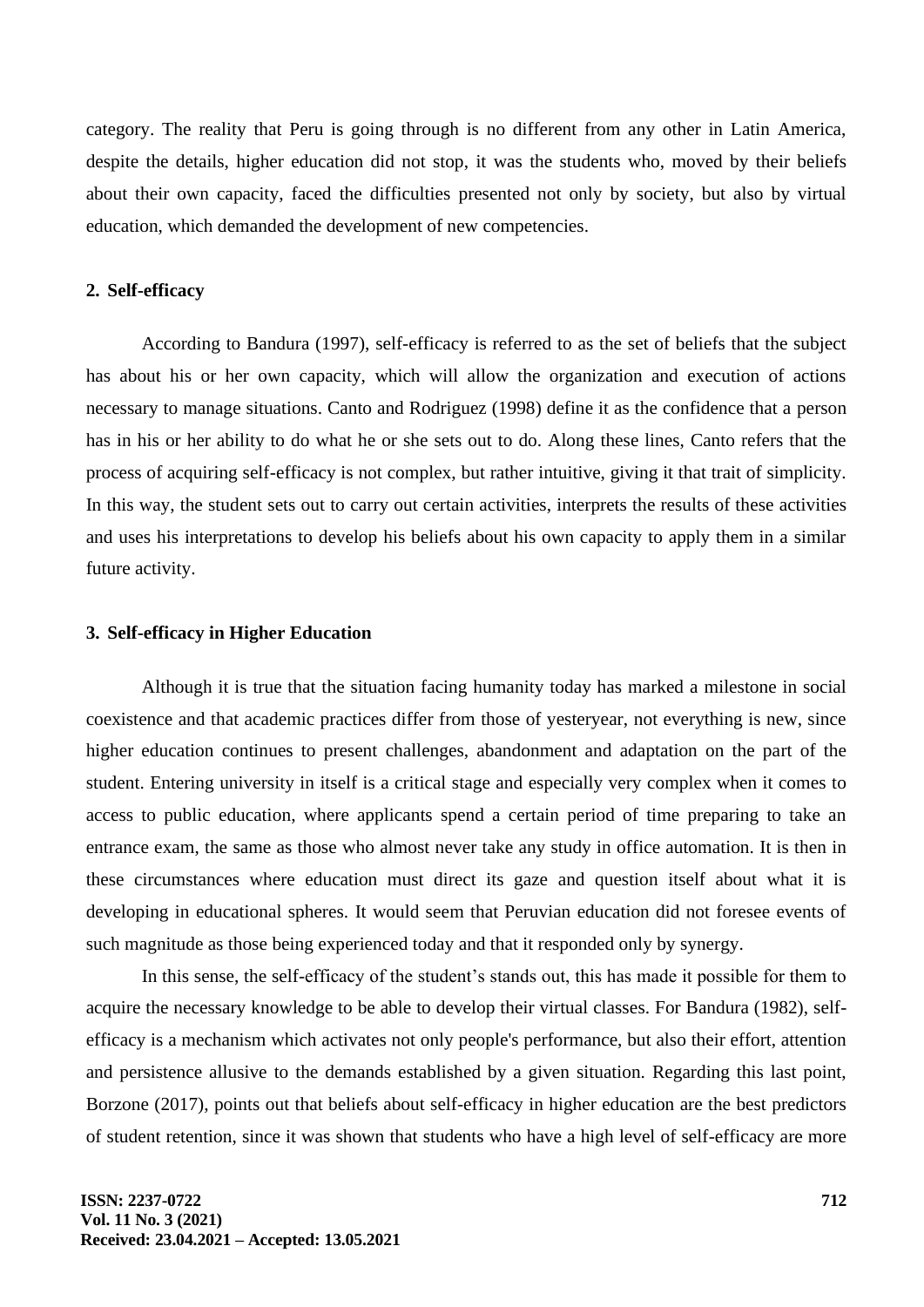category. The reality that Peru is going through is no different from any other in Latin America, despite the details, higher education did not stop, it was the students who, moved by their beliefs about their own capacity, faced the difficulties presented not only by society, but also by virtual education, which demanded the development of new competencies.

## 2. Self-efficacy

According to Bandura (1997), self-efficacy is referred to as the set of beliefs that the subject has about his or her own capacity, which will allow the organization and execution of actions necessary to manage situations. Canto and Rodriguez (1998) define it as the confidence that a person has in his or her ability to do what he or she sets out to do. Along these lines, Canto refers that the process of acquiring self-efficacy is not complex, but rather intuitive, giving it that trait of simplicity. In this way, the student sets out to carry out certain activities, interprets the results of these activities and uses his interpretations to develop his beliefs about his own capacity to apply them in a similar future activity.

## 3. Self-efficacy in Higher Education

Although it is true that the situation facing humanity today has marked a milestone in social coexistence and that academic practices differ from those of yesteryear, not everything is new, since higher education continues to present challenges, abandonment and adaptation on the part of the student. Entering university in itself is a critical stage and especially very complex when it comes to access to public education, where applicants spend a certain period of time preparing to take an entrance exam, the same as those who almost never take any study in office automation. It is then in these circumstances where education must direct its gaze and question itself about what it is developing in educational spheres. It would seem that Peruvian education did not foresee events of such magnitude as those being experienced today and that it responded only by synergy.

In this sense, the self-efficacy of the student's stands out, this has made it possible for them to acquire the necessary knowledge to be able to develop their virtual classes. For Bandura (1982), self-efficacy is a mechanism which activates not only people's performance, but also their effort, attention and persistence allusive to the demands established by a given situation. Regarding this last point, Borzone (2017), points out that beliefs about self-efficacy in higher education are the best predictors of student retention, since it was shown that students who have a high level of self-efficacy are more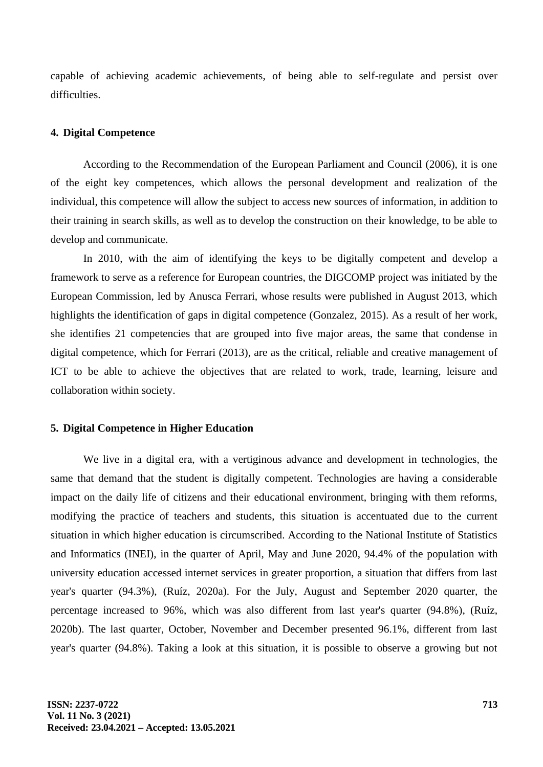capable of achieving academic achievements, of being able to self-regulate and persist over difficulties.

## 4. Digital Competence

According to the Recommendation of the European Parliament and Council (2006), it is one of the eight key competences, which allows the personal development and realization of the individual, this competence will allow the subject to access new sources of information, in addition to their training in search skills, as well as to develop the construction on their knowledge, to be able to develop and communicate.

In 2010, with the aim of identifying the keys to be digitally competent and develop a framework to serve as a reference for European countries, the DIGCOMP project was initiated by the European Commission, led by Anusca Ferrari, whose results were published in August 2013, which highlights the identification of gaps in digital competence (Gonzalez, 2015). As a result of her work, she identifies 21 competencies that are grouped into five major areas, the same that condense in digital competence, which for Ferrari (2013), are as the critical, reliable and creative management of ICT to be able to achieve the objectives that are related to work, trade, learning, leisure and collaboration within society.

## 5. Digital Competence in Higher Education

We live in a digital era, with a vertiginous advance and development in technologies, the same that demand that the student is digitally competent. Technologies are having a considerable impact on the daily life of citizens and their educational environment, bringing with them reforms, modifying the practice of teachers and students, this situation is accentuated due to the current situation in which higher education is circumscribed. According to the National Institute of Statistics and Informatics (INEI), in the quarter of April, May and June 2020, 94.4% of the population with university education accessed internet services in greater proportion, a situation that differs from last year's quarter (94.3%), (Ruíz, 2020a). For the July, August and September 2020 quarter, the percentage increased to 96%, which was also different from last year's quarter (94.8%), (Ruíz, 2020b). The last quarter, October, November and December presented 96.1%, different from last year's quarter (94.8%). Taking a look at this situation, it is possible to observe a growing but not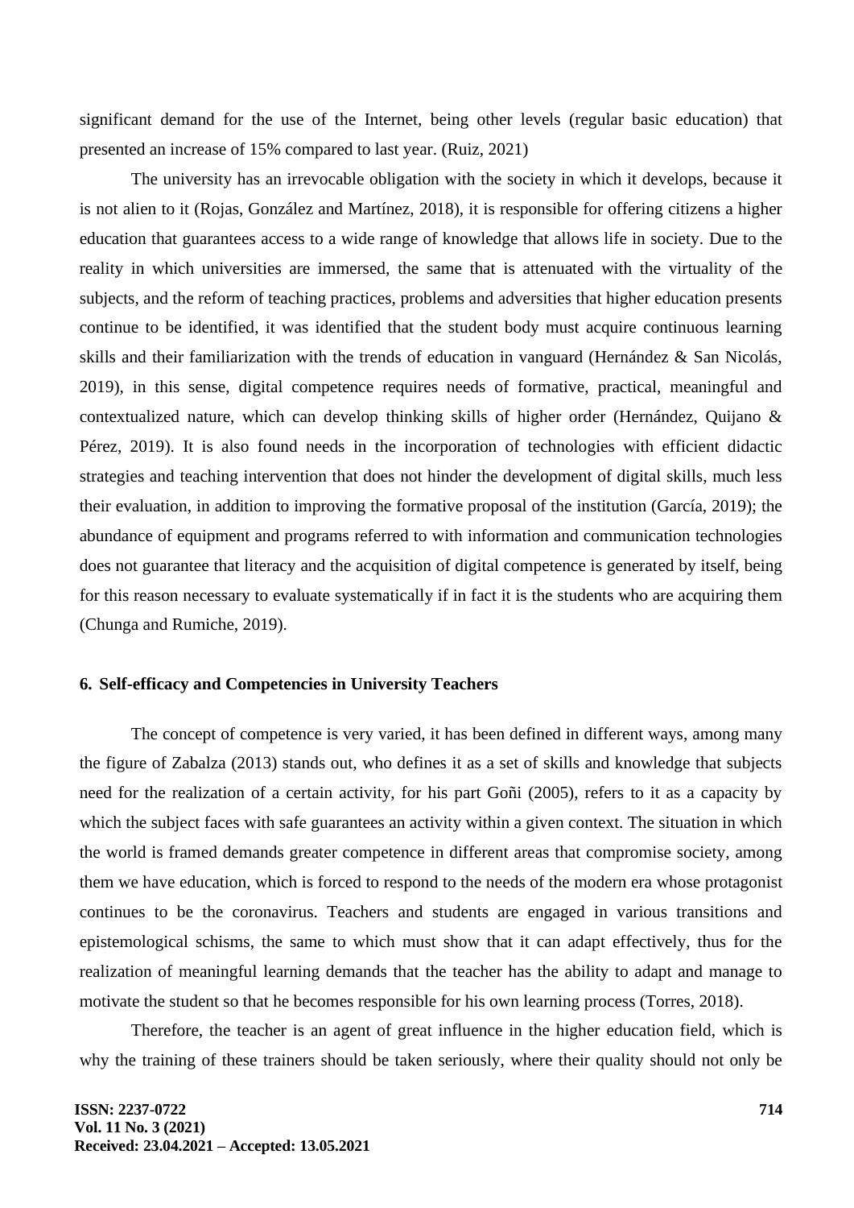significant demand for the use of the Internet, being other levels (regular basic education) that presented an increase of 15% compared to last year. (Ruiz, 2021)

The university has an irrevocable obligation with the society in which it develops, because it is not alien to it (Rojas, González and Martínez, 2018), it is responsible for offering citizens a higher education that guarantees access to a wide range of knowledge that allows life in society. Due to the reality in which universities are immersed, the same that is attenuated with the virtuality of the subjects, and the reform of teaching practices, problems and adversities that higher education presents continue to be identified, it was identified that the student body must acquire continuous learning skills and their familiarization with the trends of education in vanguard (Hernández & San Nicolás, 2019), in this sense, digital competence requires needs of formative, practical, meaningful and contextualized nature, which can develop thinking skills of higher order (Hernández, Quijano & Pérez, 2019). It is also found needs in the incorporation of technologies with efficient didactic strategies and teaching intervention that does not hinder the development of digital skills, much less their evaluation, in addition to improving the formative proposal of the institution (García, 2019); the abundance of equipment and programs referred to with information and communication technologies does not guarantee that literacy and the acquisition of digital competence is generated by itself, being for this reason necessary to evaluate systematically if in fact it is the students who are acquiring them (Chunga and Rumiche, 2019).

## 6. Self-efficacy and Competencies in University Teachers

The concept of competence is very varied, it has been defined in different ways, among many the figure of Zabalza (2013) stands out, who defines it as a set of skills and knowledge that subjects need for the realization of a certain activity, for his part Goñi (2005), refers to it as a capacity by which the subject faces with safe guarantees an activity within a given context. The situation in which the world is framed demands greater competence in different areas that compromise society, among them we have education, which is forced to respond to the needs of the modern era whose protagonist continues to be the coronavirus. Teachers and students are engaged in various transitions and epistemological schisms, the same to which must show that it can adapt effectively, thus for the realization of meaningful learning demands that the teacher has the ability to adapt and manage to motivate the student so that he becomes responsible for his own learning process (Torres, 2018).

Therefore, the teacher is an agent of great influence in the higher education field, which is why the training of these trainers should be taken seriously, where their quality should not only be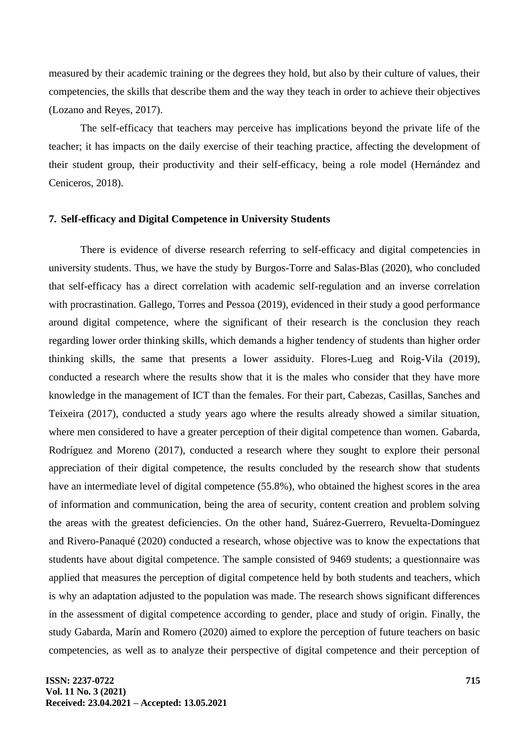measured by their academic training or the degrees they hold, but also by their culture of values, their competencies, the skills that describe them and the way they teach in order to achieve their objectives (Lozano and Reyes, 2017).

The self-efficacy that teachers may perceive has implications beyond the private life of the teacher; it has impacts on the daily exercise of their teaching practice, affecting the development of their student group, their productivity and their self-efficacy, being a role model (Hernández and Ceniceros, 2018).

## 7. Self-efficacy and Digital Competence in University Students

There is evidence of diverse research referring to self-efficacy and digital competencies in university students. Thus, we have the study by Burgos-Torre and Salas-Blas (2020), who concluded that self-efficacy has a direct correlation with academic self-regulation and an inverse correlation with procrastination. Gallego, Torres and Pessoa (2019), evidenced in their study a good performance around digital competence, where the significant of their research is the conclusion they reach regarding lower order thinking skills, which demands a higher tendency of students than higher order thinking skills, the same that presents a lower assiduity. Flores-Lueg and Roig-Vila (2019), conducted a research where the results show that it is the males who consider that they have more knowledge in the management of ICT than the females. For their part, Cabezas, Casillas, Sanches and Teixeira (2017), conducted a study years ago where the results already showed a similar situation, where men considered to have a greater perception of their digital competence than women. Gabarda, Rodríguez and Moreno (2017), conducted a research where they sought to explore their personal appreciation of their digital competence, the results concluded by the research show that students have an intermediate level of digital competence (55.8%), who obtained the highest scores in the area of information and communication, being the area of security, content creation and problem solving the areas with the greatest deficiencies. On the other hand, Suárez-Guerrero, Revuelta-Domínguez and Rivero-Panaqué (2020) conducted a research, whose objective was to know the expectations that students have about digital competence. The sample consisted of 9469 students; a questionnaire was applied that measures the perception of digital competence held by both students and teachers, which is why an adaptation adjusted to the population was made. The research shows significant differences in the assessment of digital competence according to gender, place and study of origin. Finally, the study Gabarda, Marín and Romero (2020) aimed to explore the perception of future teachers on basic competencies, as well as to analyze their perspective of digital competence and their perception of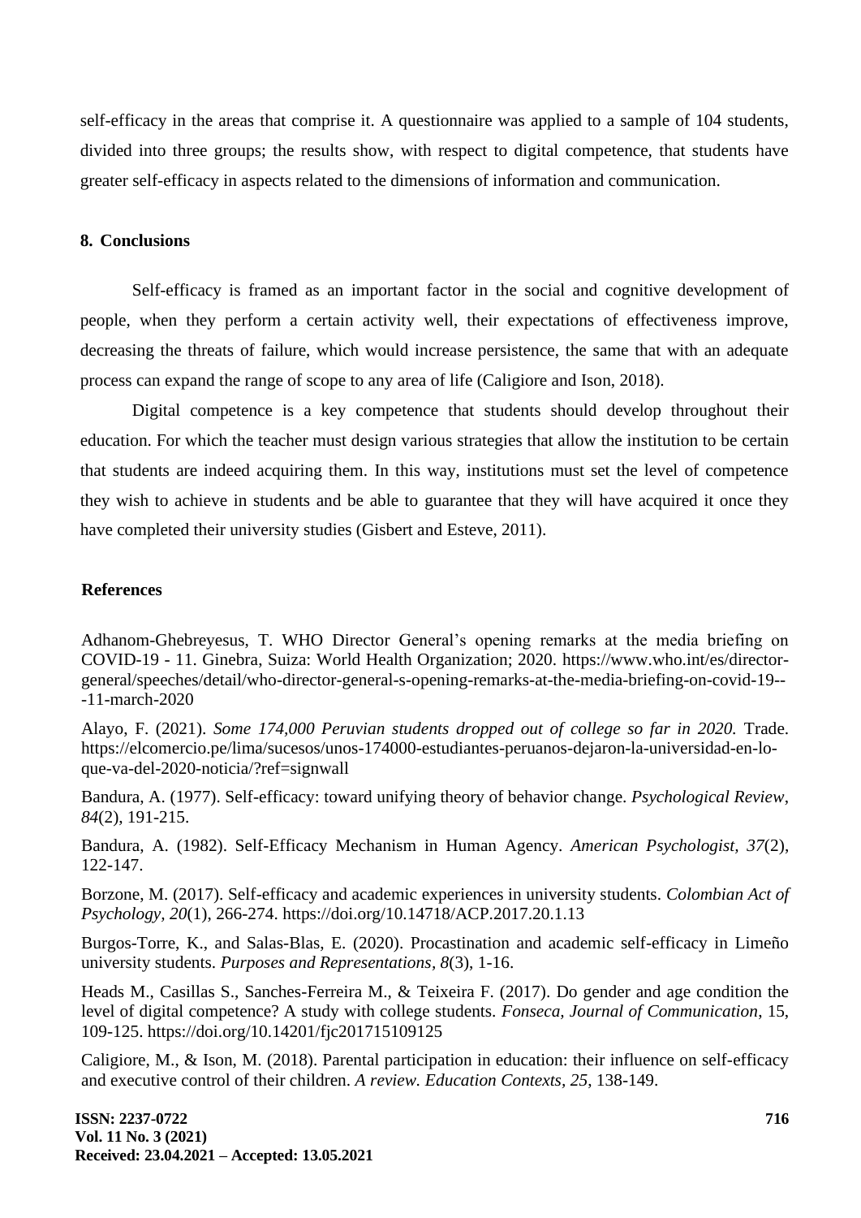self-efficacy in the areas that comprise it. A questionnaire was applied to a sample of 104 students, divided into three groups; the results show, with respect to digital competence, that students have greater self-efficacy in aspects related to the dimensions of information and communication.

## 8. Conclusions

Self-efficacy is framed as an important factor in the social and cognitive development of people, when they perform a certain activity well, their expectations of effectiveness improve, decreasing the threats of failure, which would increase persistence, the same that with an adequate process can expand the range of scope to any area of life (Caligiore and Ison, 2018).

Digital competence is a key competence that students should develop throughout their education. For which the teacher must design various strategies that allow the institution to be certain that students are indeed acquiring them. In this way, institutions must set the level of competence they wish to achieve in students and be able to guarantee that they will have acquired it once they have completed their university studies (Gisbert and Esteve, 2011).

## References

Adhanom-Ghebreyesus, T. WHO Director General's opening remarks at the media briefing on COVID-19 - 11. Ginebra, Suiza: World Health Organization; 2020. https://www.who.int/es/director-general/speeches/detail/who-director-general-s-opening-remarks-at-the-media-briefing-on-covid-19---11-march-2020

Alayo, F. (2021). *Some 174,000 Peruvian students dropped out of college so far in 2020.* Trade. https://elcomercio.pe/lima/sucesos/unos-174000-estudiantes-peruanos-dejaron-la-universidad-en-lo-que-va-del-2020-noticia/?ref=signwall

Bandura, A. (1977). Self-efficacy: toward unifying theory of behavior change. *Psychological Review*, *84*(2), 191-215.

Bandura, A. (1982). Self-Efficacy Mechanism in Human Agency. *American Psychologist, 37*(2), 122-147.

Borzone, M. (2017). Self-efficacy and academic experiences in university students. *Colombian Act of Psychology*, *20*(1), 266-274. https://doi.org/10.14718/ACP.2017.20.1.13

Burgos-Torre, K., and Salas-Blas, E. (2020). Procastination and academic self-efficacy in Limeño university students. *Purposes and Representations*, *8*(3), 1-16.

Heads M., Casillas S., Sanches-Ferreira M., & Teixeira F. (2017). Do gender and age condition the level of digital competence? A study with college students. *Fonseca, Journal of Communication*, 15, 109-125. https://doi.org/10.14201/fjc201715109125

Caligiore, M., & Ison, M. (2018). Parental participation in education: their influence on self-efficacy and executive control of their children. *A review. Education Contexts*, *25*, 138-149.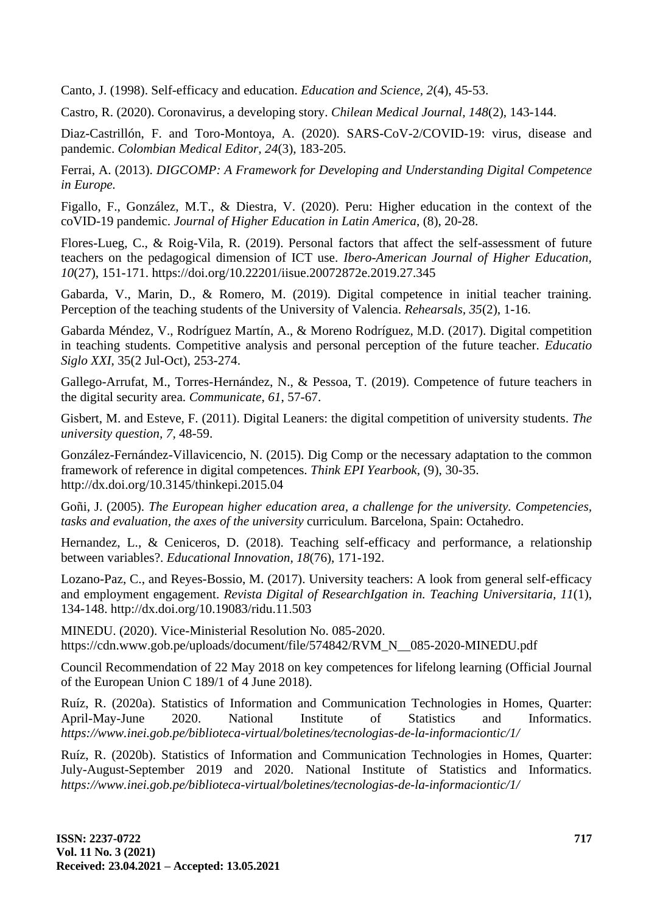Canto, J. (1998). Self-efficacy and education. *Education and Science, 2*(4), 45-53.

Castro, R. (2020). Coronavirus, a developing story. *Chilean Medical Journal*, *148*(2), 143-144.

Diaz-Castrillón, F. and Toro-Montoya, A. (2020). SARS-CoV-2/COVID-19: virus, disease and pandemic. *Colombian Medical Editor*, *24*(3), 183-205.

Ferrai, A. (2013). *DIGCOMP: A Framework for Developing and Understanding Digital Competence in Europe.*

Figallo, F., González, M.T., & Diestra, V. (2020). Peru: Higher education in the context of the coVID-19 pandemic. *Journal of Higher Education in Latin America*, (8), 20-28.

Flores-Lueg, C., & Roig-Vila, R. (2019). Personal factors that affect the self-assessment of future teachers on the pedagogical dimension of ICT use. *Ibero-American Journal of Higher Education, 10*(27), 151-171. https://doi.org/10.22201/iisue.20072872e.2019.27.345

Gabarda, V., Marin, D., & Romero, M. (2019). Digital competence in initial teacher training. Perception of the teaching students of the University of Valencia. *Rehearsals*, *35*(2), 1-16.

Gabarda Méndez, V., Rodríguez Martín, A., & Moreno Rodríguez, M.D. (2017). Digital competition in teaching students. Competitive analysis and personal perception of the future teacher. *Educatio Siglo XXI*, 35(2 Jul-Oct), 253-274.

Gallego-Arrufat, M., Torres-Hernández, N., & Pessoa, T. (2019). Competence of future teachers in the digital security area. *Communicate*, *61*, 57-67.

Gisbert, M. and Esteve, F. (2011). Digital Leaners: the digital competition of university students. *The university question, 7,* 48-59.

González-Fernández-Villavicencio, N. (2015). Dig Comp or the necessary adaptation to the common framework of reference in digital competences. *Think EPI Yearbook*, (9), 30-35. http://dx.doi.org/10.3145/thinkepi.2015.04

Goñi, J. (2005). *The European higher education area, a challenge for the university. Competencies, tasks and evaluation, the axes of the university* curriculum. Barcelona, Spain: Octahedro.

Hernandez, L., & Ceniceros, D. (2018). Teaching self-efficacy and performance, a relationship between variables?. *Educational Innovation, 18*(76), 171-192.

Lozano-Paz, C., and Reyes-Bossio, M. (2017). University teachers: A look from general self-efficacy and employment engagement. *Revista Digital of ResearchIgation in. Teaching Universitaria, 11*(1), 134-148. http://dx.doi.org/10.19083/ridu.11.503

MINEDU. (2020). Vice-Ministerial Resolution No. 085-2020. https://cdn.www.gob.pe/uploads/document/file/574842/RVM_N__085-2020-MINEDU.pdf

Council Recommendation of 22 May 2018 on key competences for lifelong learning (Official Journal of the European Union C 189/1 of 4 June 2018).

Ruíz, R. (2020a). Statistics of Information and Communication Technologies in Homes, Quarter: April-May-June 2020. National Institute of Statistics and Informatics. *https://www.inei.gob.pe/biblioteca-virtual/boletines/tecnologias-de-la-informaciontic/1/*

Ruíz, R. (2020b). Statistics of Information and Communication Technologies in Homes, Quarter: July-August-September 2019 and 2020. National Institute of Statistics and Informatics. *https://www.inei.gob.pe/biblioteca-virtual/boletines/tecnologias-de-la-informaciontic/1/*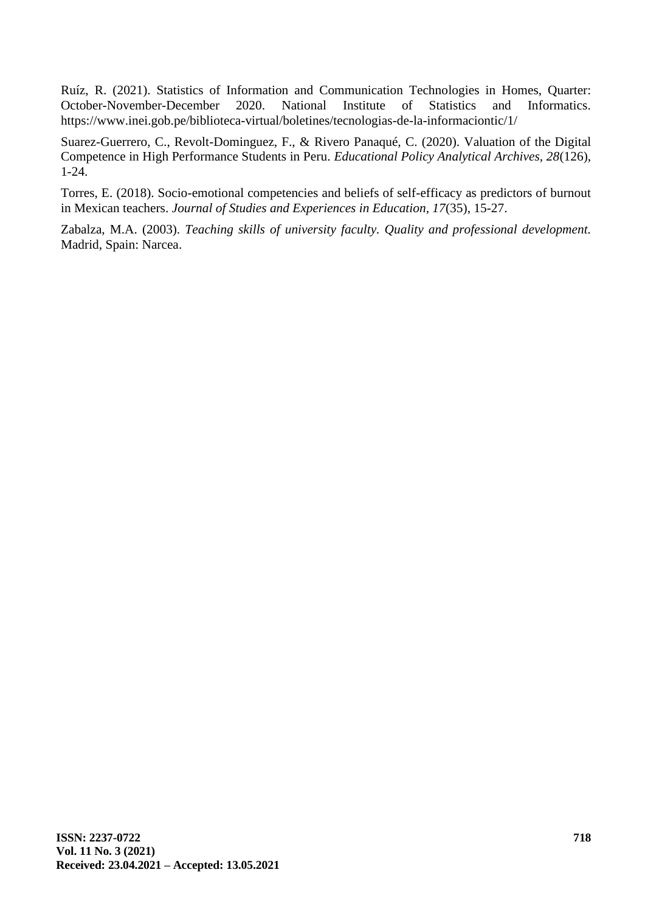Ruíz, R. (2021). Statistics of Information and Communication Technologies in Homes, Quarter: October-November-December 2020. National Institute of Statistics and Informatics. https://www.inei.gob.pe/biblioteca-virtual/boletines/tecnologias-de-la-informaciontic/1/

Suarez-Guerrero, C., Revolt-Dominguez, F., & Rivero Panaqué, C. (2020). Valuation of the Digital Competence in High Performance Students in Peru. *Educational Policy Analytical Archives, 28*(126), 1-24.

Torres, E. (2018). Socio-emotional competencies and beliefs of self-efficacy as predictors of burnout in Mexican teachers. *Journal of Studies and Experiences in Education, 17*(35), 15-27.

Zabalza, M.A. (2003). *Teaching skills of university faculty. Quality and professional development.* Madrid, Spain: Narcea.